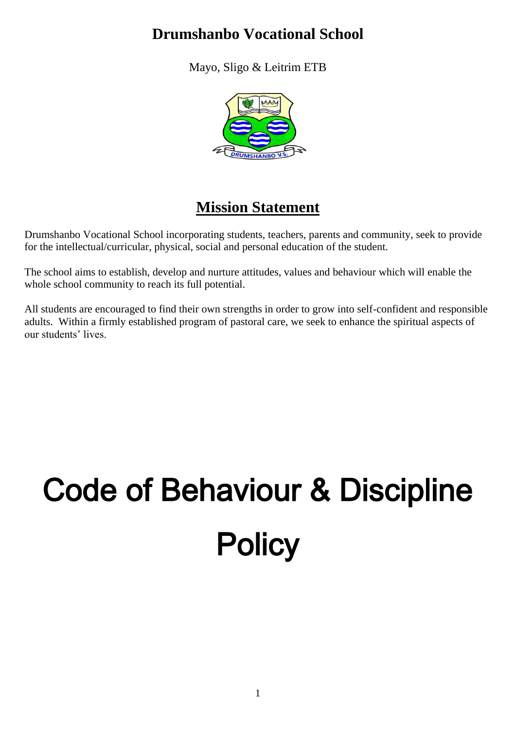# Drumshanbo Vocational School

Mayo, Sligo & Leitrim ETB

## Mission Statement

Drumshanbo Vocational School incorporating students, teachers, parents and community, seek to provide for the intellectual/curricular, physical, social and personal education of the student.

The school aims to establish, develop and nurture attitudes, values and behaviour which will enable the whole school community to reach its full potential.

All students are encouraged to find their own strengths in order to grow into self-confident and responsible adults. Within a firmly established program of pastoral care, we seek to enhance the spiritual aspects of our students' lives.

# Code of Behaviour & Discipline Policy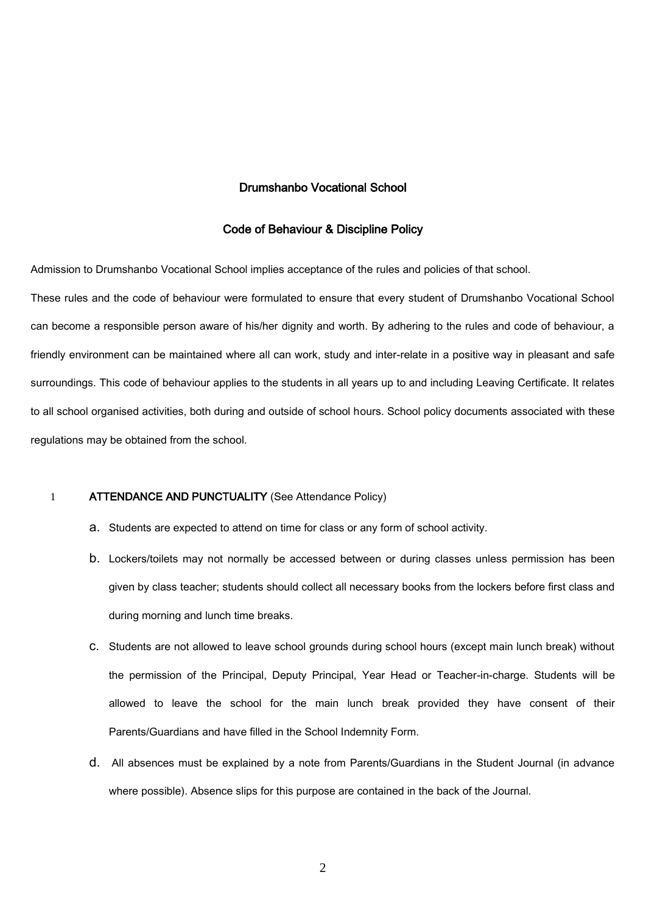# Drumshanbo Vocational School

## Code of Behaviour & Discipline Policy

Admission to Drumshanbo Vocational School implies acceptance of the rules and policies of that school.

These rules and the code of behaviour were formulated to ensure that every student of Drumshanbo Vocational School can become a responsible person aware of his/her dignity and worth. By adhering to the rules and code of behaviour, a friendly environment can be maintained where all can work, study and inter-relate in a positive way in pleasant and safe surroundings. This code of behaviour applies to the students in all years up to and including Leaving Certificate. It relates to all school organised activities, both during and outside of school hours. School policy documents associated with these regulations may be obtained from the school.

### 1 **ATTENDANCE AND PUNCTUALITY** (See Attendance Policy)

a. Students are expected to attend on time for class or any form of school activity.

b. Lockers/toilets may not normally be accessed between or during classes unless permission has been given by class teacher; students should collect all necessary books from the lockers before first class and during morning and lunch time breaks.

c. Students are not allowed to leave school grounds during school hours (except main lunch break) without the permission of the Principal, Deputy Principal, Year Head or Teacher-in-charge. Students will be allowed to leave the school for the main lunch break provided they have consent of their Parents/Guardians and have filled in the School Indemnity Form.

d. All absences must be explained by a note from Parents/Guardians in the Student Journal (in advance where possible). Absence slips for this purpose are contained in the back of the Journal.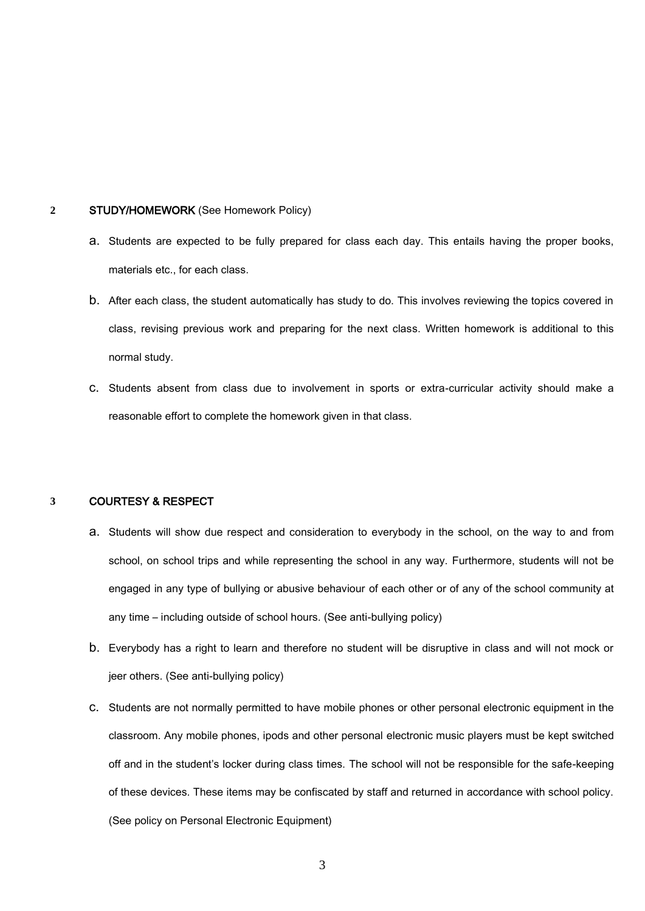## 2 STUDY/HOMEWORK (See Homework Policy)

a. Students are expected to be fully prepared for class each day. This entails having the proper books, materials etc., for each class.

b. After each class, the student automatically has study to do. This involves reviewing the topics covered in class, revising previous work and preparing for the next class. Written homework is additional to this normal study.

c. Students absent from class due to involvement in sports or extra-curricular activity should make a reasonable effort to complete the homework given in that class.

## 3 COURTESY & RESPECT

a. Students will show due respect and consideration to everybody in the school, on the way to and from school, on school trips and while representing the school in any way. Furthermore, students will not be engaged in any type of bullying or abusive behaviour of each other or of any of the school community at any time – including outside of school hours. (See anti-bullying policy)

b. Everybody has a right to learn and therefore no student will be disruptive in class and will not mock or jeer others. (See anti-bullying policy)

c. Students are not normally permitted to have mobile phones or other personal electronic equipment in the classroom. Any mobile phones, ipods and other personal electronic music players must be kept switched off and in the student's locker during class times. The school will not be responsible for the safe-keeping of these devices. These items may be confiscated by staff and returned in accordance with school policy. (See policy on Personal Electronic Equipment)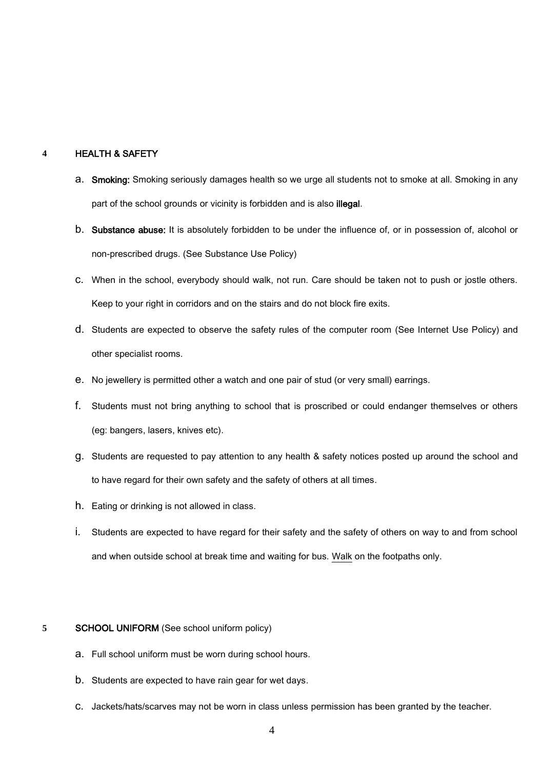## 4 HEALTH & SAFETY

a. **Smoking:** Smoking seriously damages health so we urge all students not to smoke at all. Smoking in any part of the school grounds or vicinity is forbidden and is also **illegal**.

b. **Substance abuse:** It is absolutely forbidden to be under the influence of, or in possession of, alcohol or non-prescribed drugs. (See Substance Use Policy)

c. When in the school, everybody should walk, not run. Care should be taken not to push or jostle others. Keep to your right in corridors and on the stairs and do not block fire exits.

d. Students are expected to observe the safety rules of the computer room (See Internet Use Policy) and other specialist rooms.

e. No jewellery is permitted other a watch and one pair of stud (or very small) earrings.

f. Students must not bring anything to school that is proscribed or could endanger themselves or others (eg: bangers, lasers, knives etc).

g. Students are requested to pay attention to any health & safety notices posted up around the school and to have regard for their own safety and the safety of others at all times.

h. Eating or drinking is not allowed in class.

i. Students are expected to have regard for their safety and the safety of others on way to and from school and when outside school at break time and waiting for bus. <u>Walk</u> on the footpaths only.

## 5 SCHOOL UNIFORM (See school uniform policy)

a. Full school uniform must be worn during school hours.

b. Students are expected to have rain gear for wet days.

c. Jackets/hats/scarves may not be worn in class unless permission has been granted by the teacher.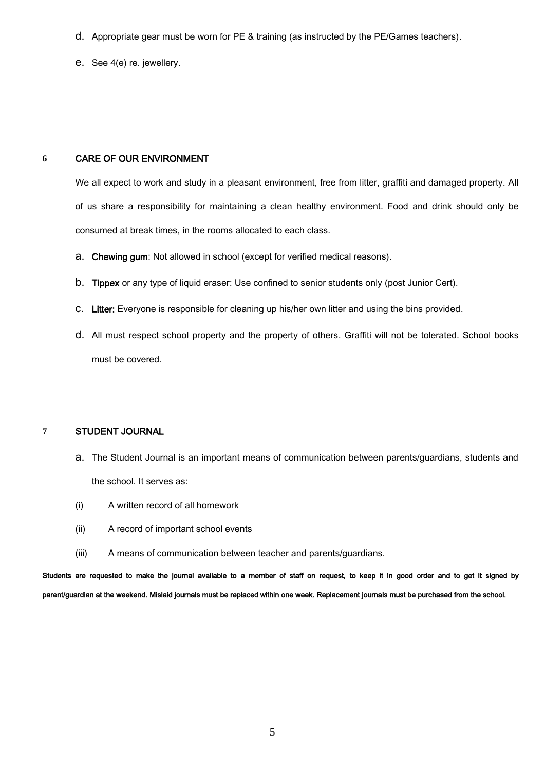d. Appropriate gear must be worn for PE & training (as instructed by the PE/Games teachers).

e. See 4(e) re. jewellery.

## 6 CARE OF OUR ENVIRONMENT

We all expect to work and study in a pleasant environment, free from litter, graffiti and damaged property. All of us share a responsibility for maintaining a clean healthy environment. Food and drink should only be consumed at break times, in the rooms allocated to each class.

a. **Chewing gum**: Not allowed in school (except for verified medical reasons).

b. **Tippex** or any type of liquid eraser: Use confined to senior students only (post Junior Cert).

c. **Litter:** Everyone is responsible for cleaning up his/her own litter and using the bins provided.

d. All must respect school property and the property of others. Graffiti will not be tolerated. School books must be covered.

## 7 STUDENT JOURNAL

a. The Student Journal is an important means of communication between parents/guardians, students and the school. It serves as:

(i) A written record of all homework

(ii) A record of important school events

(iii) A means of communication between teacher and parents/guardians.

**Students are requested to make the journal available to a member of staff on request, to keep it in good order and to get it signed by parent/guardian at the weekend. Mislaid journals must be replaced within one week. Replacement journals must be purchased from the school.**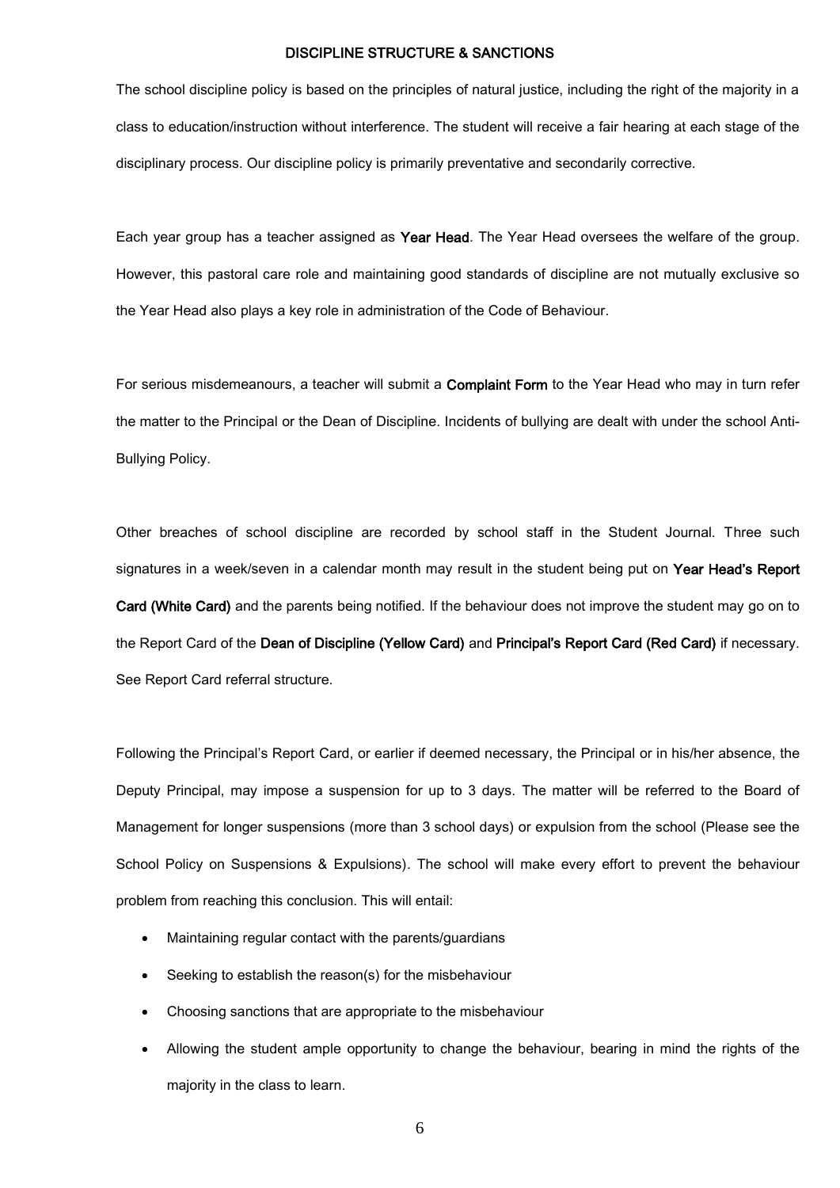## DISCIPLINE STRUCTURE & SANCTIONS

The school discipline policy is based on the principles of natural justice, including the right of the majority in a class to education/instruction without interference. The student will receive a fair hearing at each stage of the disciplinary process. Our discipline policy is primarily preventative and secondarily corrective.

Each year group has a teacher assigned as **Year Head**. The Year Head oversees the welfare of the group. However, this pastoral care role and maintaining good standards of discipline are not mutually exclusive so the Year Head also plays a key role in administration of the Code of Behaviour.

For serious misdemeanours, a teacher will submit a **Complaint Form** to the Year Head who may in turn refer the matter to the Principal or the Dean of Discipline. Incidents of bullying are dealt with under the school Anti-Bullying Policy.

Other breaches of school discipline are recorded by school staff in the Student Journal. Three such signatures in a week/seven in a calendar month may result in the student being put on **Year Head's Report Card (White Card)** and the parents being notified. If the behaviour does not improve the student may go on to the Report Card of the **Dean of Discipline (Yellow Card)** and **Principal's Report Card (Red Card)** if necessary. See Report Card referral structure.

Following the Principal's Report Card, or earlier if deemed necessary, the Principal or in his/her absence, the Deputy Principal, may impose a suspension for up to 3 days. The matter will be referred to the Board of Management for longer suspensions (more than 3 school days) or expulsion from the school (Please see the School Policy on Suspensions & Expulsions). The school will make every effort to prevent the behaviour problem from reaching this conclusion. This will entail:

- Maintaining regular contact with the parents/guardians
- Seeking to establish the reason(s) for the misbehaviour
- Choosing sanctions that are appropriate to the misbehaviour
- Allowing the student ample opportunity to change the behaviour, bearing in mind the rights of the majority in the class to learn.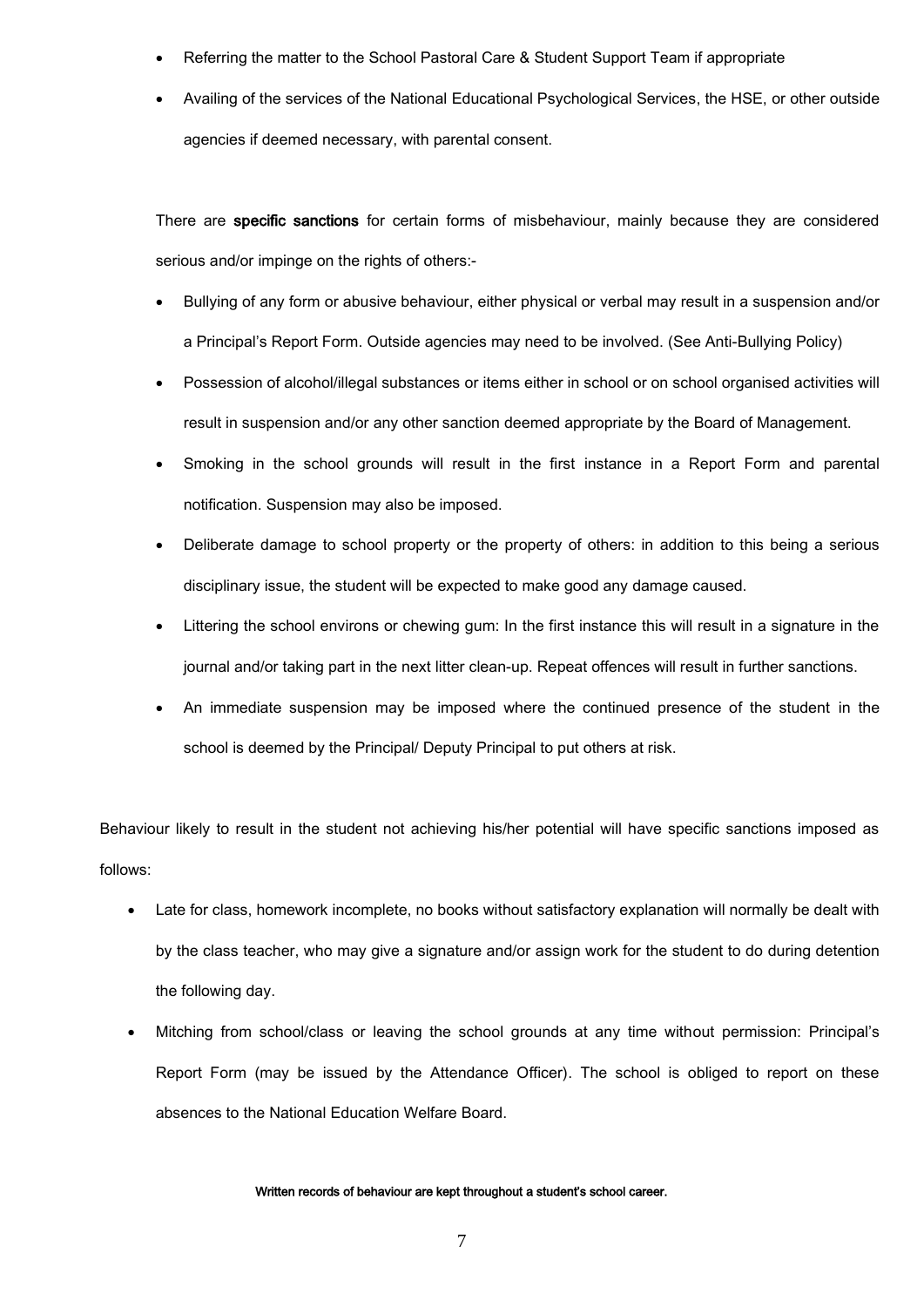- Referring the matter to the School Pastoral Care & Student Support Team if appropriate
- Availing of the services of the National Educational Psychological Services, the HSE, or other outside agencies if deemed necessary, with parental consent.

There are **specific sanctions** for certain forms of misbehaviour, mainly because they are considered serious and/or impinge on the rights of others:-

- Bullying of any form or abusive behaviour, either physical or verbal may result in a suspension and/or a Principal's Report Form. Outside agencies may need to be involved. (See Anti-Bullying Policy)
- Possession of alcohol/illegal substances or items either in school or on school organised activities will result in suspension and/or any other sanction deemed appropriate by the Board of Management.
- Smoking in the school grounds will result in the first instance in a Report Form and parental notification. Suspension may also be imposed.
- Deliberate damage to school property or the property of others: in addition to this being a serious disciplinary issue, the student will be expected to make good any damage caused.
- Littering the school environs or chewing gum: In the first instance this will result in a signature in the journal and/or taking part in the next litter clean-up. Repeat offences will result in further sanctions.
- An immediate suspension may be imposed where the continued presence of the student in the school is deemed by the Principal/ Deputy Principal to put others at risk.

Behaviour likely to result in the student not achieving his/her potential will have specific sanctions imposed as follows:

- Late for class, homework incomplete, no books without satisfactory explanation will normally be dealt with by the class teacher, who may give a signature and/or assign work for the student to do during detention the following day.
- Mitching from school/class or leaving the school grounds at any time without permission: Principal's Report Form (may be issued by the Attendance Officer). The school is obliged to report on these absences to the National Education Welfare Board.

**Written records of behaviour are kept throughout a student's school career.**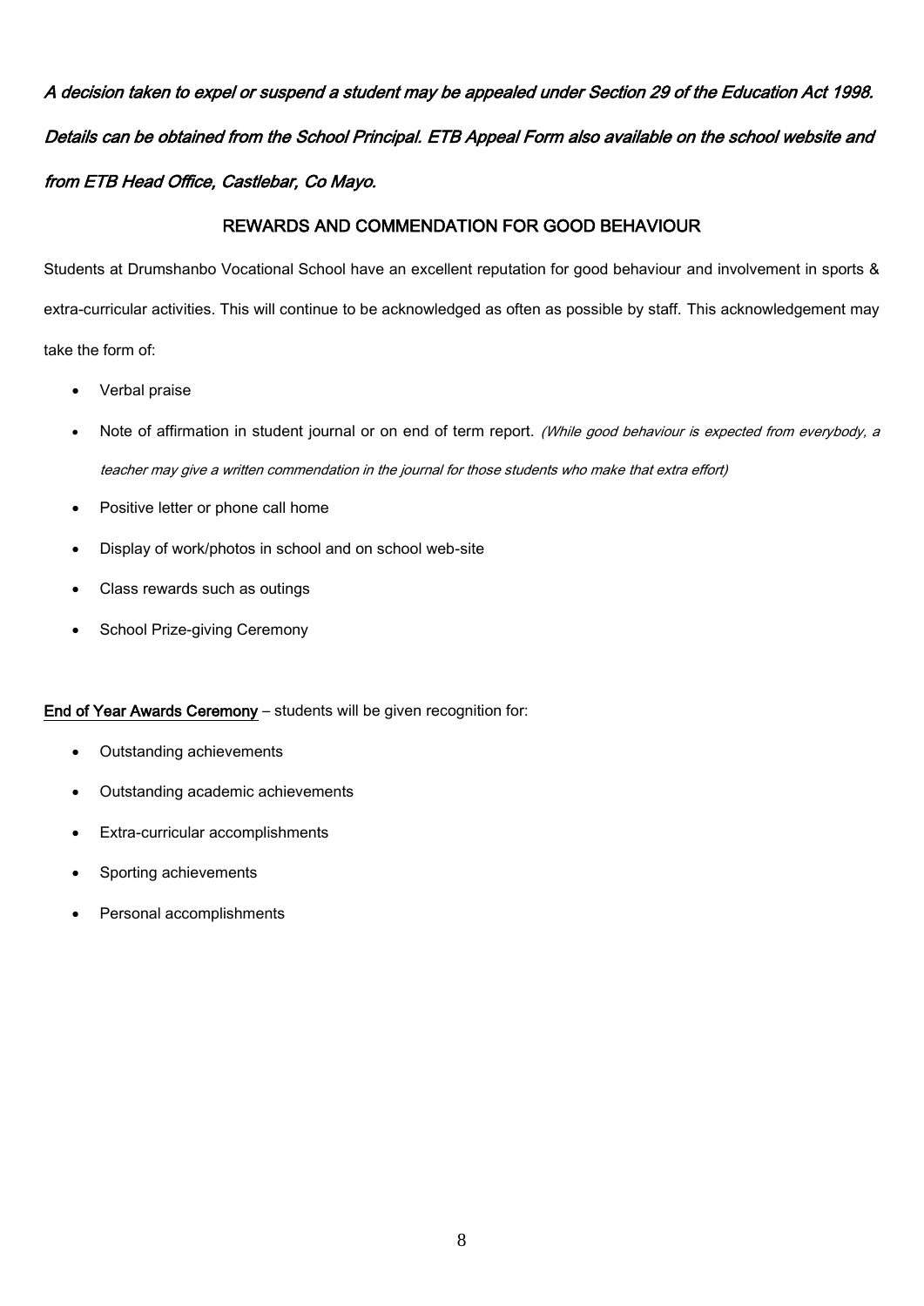*A decision taken to expel or suspend a student may be appealed under Section 29 of the Education Act 1998. Details can be obtained from the School Principal. ETB Appeal Form also available on the school website and from ETB Head Office, Castlebar, Co Mayo.*

## REWARDS AND COMMENDATION FOR GOOD BEHAVIOUR

Students at Drumshanbo Vocational School have an excellent reputation for good behaviour and involvement in sports & extra-curricular activities. This will continue to be acknowledged as often as possible by staff. This acknowledgement may take the form of:

- Verbal praise
- Note of affirmation in student journal or on end of term report. *(While good behaviour is expected from everybody, a teacher may give a written commendation in the journal for those students who make that extra effort)*
- Positive letter or phone call home
- Display of work/photos in school and on school web-site
- Class rewards such as outings
- School Prize-giving Ceremony

**End of Year Awards Ceremony** – students will be given recognition for:

- Outstanding achievements
- Outstanding academic achievements
- Extra-curricular accomplishments
- Sporting achievements
- Personal accomplishments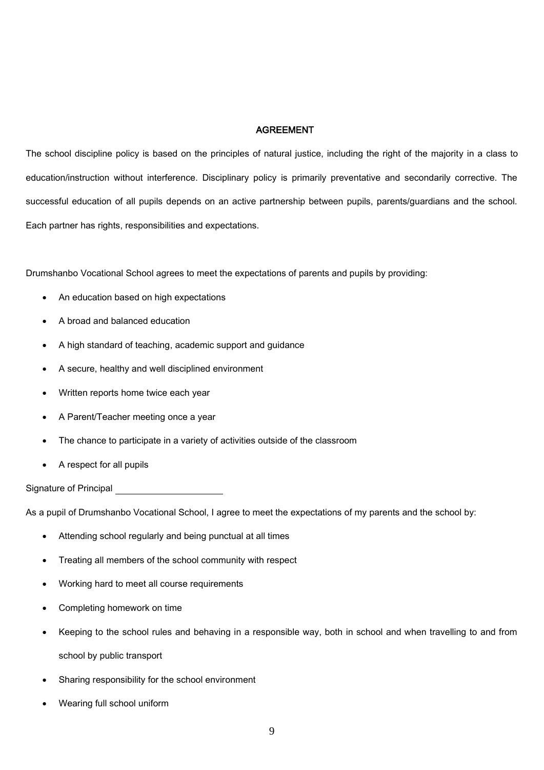## AGREEMENT

The school discipline policy is based on the principles of natural justice, including the right of the majority in a class to education/instruction without interference. Disciplinary policy is primarily preventative and secondarily corrective. The successful education of all pupils depends on an active partnership between pupils, parents/guardians and the school. Each partner has rights, responsibilities and expectations.

Drumshanbo Vocational School agrees to meet the expectations of parents and pupils by providing:

- An education based on high expectations
- A broad and balanced education
- A high standard of teaching, academic support and guidance
- A secure, healthy and well disciplined environment
- Written reports home twice each year
- A Parent/Teacher meeting once a year
- The chance to participate in a variety of activities outside of the classroom
- A respect for all pupils

Signature of Principal ____________________

As a pupil of Drumshanbo Vocational School, I agree to meet the expectations of my parents and the school by:

- Attending school regularly and being punctual at all times
- Treating all members of the school community with respect
- Working hard to meet all course requirements
- Completing homework on time
- Keeping to the school rules and behaving in a responsible way, both in school and when travelling to and from school by public transport
- Sharing responsibility for the school environment
- Wearing full school uniform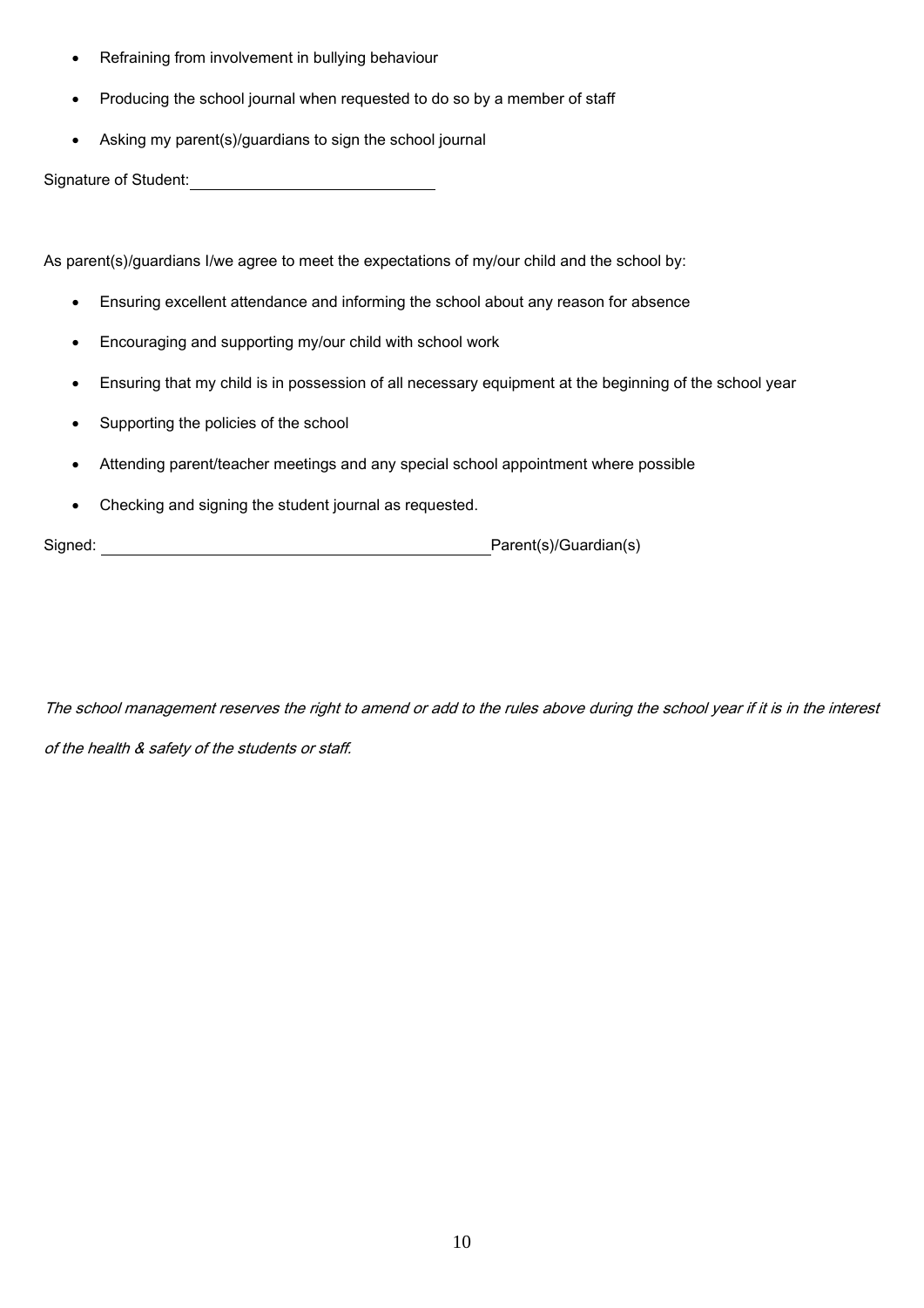- Refraining from involvement in bullying behaviour
- Producing the school journal when requested to do so by a member of staff
- Asking my parent(s)/guardians to sign the school journal

Signature of Student: ____________________________

As parent(s)/guardians I/we agree to meet the expectations of my/our child and the school by:

- Ensuring excellent attendance and informing the school about any reason for absence
- Encouraging and supporting my/our child with school work
- Ensuring that my child is in possession of all necessary equipment at the beginning of the school year
- Supporting the policies of the school
- Attending parent/teacher meetings and any special school appointment where possible
- Checking and signing the student journal as requested.

Signed: ______________________________________________ Parent(s)/Guardian(s)

*The school management reserves the right to amend or add to the rules above during the school year if it is in the interest of the health & safety of the students or staff.*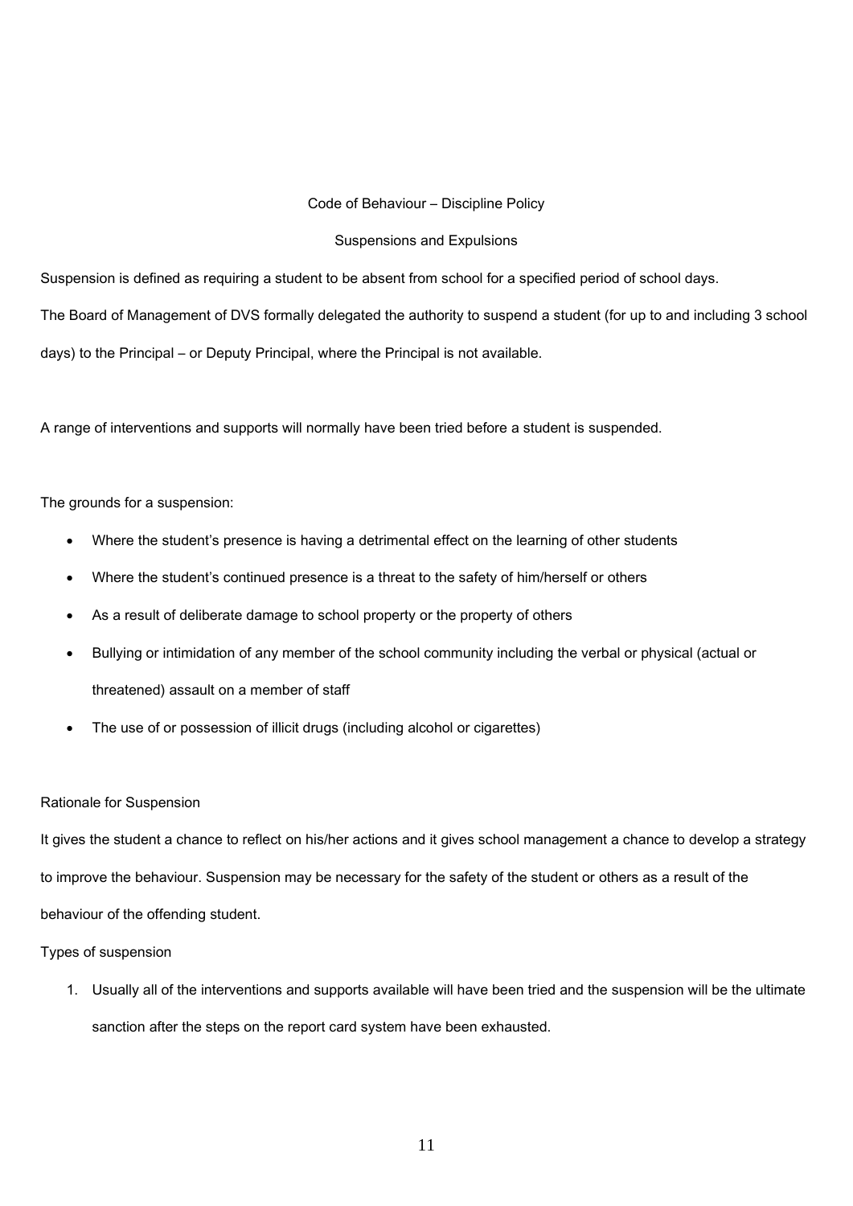## Code of Behaviour – Discipline Policy

### Suspensions and Expulsions

Suspension is defined as requiring a student to be absent from school for a specified period of school days.

The Board of Management of DVS formally delegated the authority to suspend a student (for up to and including 3 school days) to the Principal – or Deputy Principal, where the Principal is not available.

A range of interventions and supports will normally have been tried before a student is suspended.

The grounds for a suspension:

- Where the student's presence is having a detrimental effect on the learning of other students
- Where the student's continued presence is a threat to the safety of him/herself or others
- As a result of deliberate damage to school property or the property of others
- Bullying or intimidation of any member of the school community including the verbal or physical (actual or threatened) assault on a member of staff
- The use of or possession of illicit drugs (including alcohol or cigarettes)

Rationale for Suspension

It gives the student a chance to reflect on his/her actions and it gives school management a chance to develop a strategy to improve the behaviour. Suspension may be necessary for the safety of the student or others as a result of the behaviour of the offending student.

Types of suspension

1. Usually all of the interventions and supports available will have been tried and the suspension will be the ultimate sanction after the steps on the report card system have been exhausted.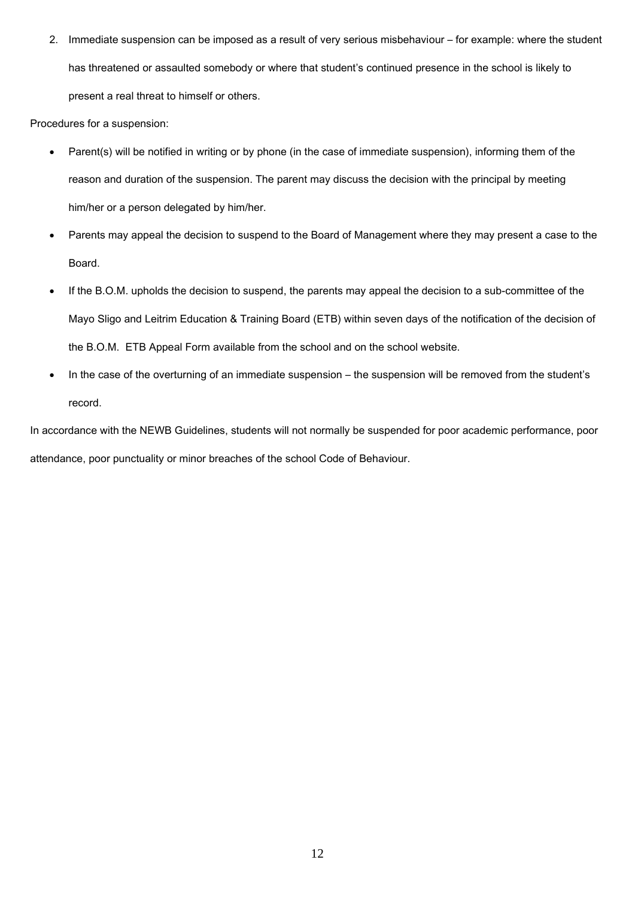2. Immediate suspension can be imposed as a result of very serious misbehaviour – for example: where the student has threatened or assaulted somebody or where that student's continued presence in the school is likely to present a real threat to himself or others.

Procedures for a suspension:

- Parent(s) will be notified in writing or by phone (in the case of immediate suspension), informing them of the reason and duration of the suspension. The parent may discuss the decision with the principal by meeting him/her or a person delegated by him/her.
- Parents may appeal the decision to suspend to the Board of Management where they may present a case to the Board.
- If the B.O.M. upholds the decision to suspend, the parents may appeal the decision to a sub-committee of the Mayo Sligo and Leitrim Education & Training Board (ETB) within seven days of the notification of the decision of the B.O.M. ETB Appeal Form available from the school and on the school website.
- In the case of the overturning of an immediate suspension – the suspension will be removed from the student's record.

In accordance with the NEWB Guidelines, students will not normally be suspended for poor academic performance, poor attendance, poor punctuality or minor breaches of the school Code of Behaviour.